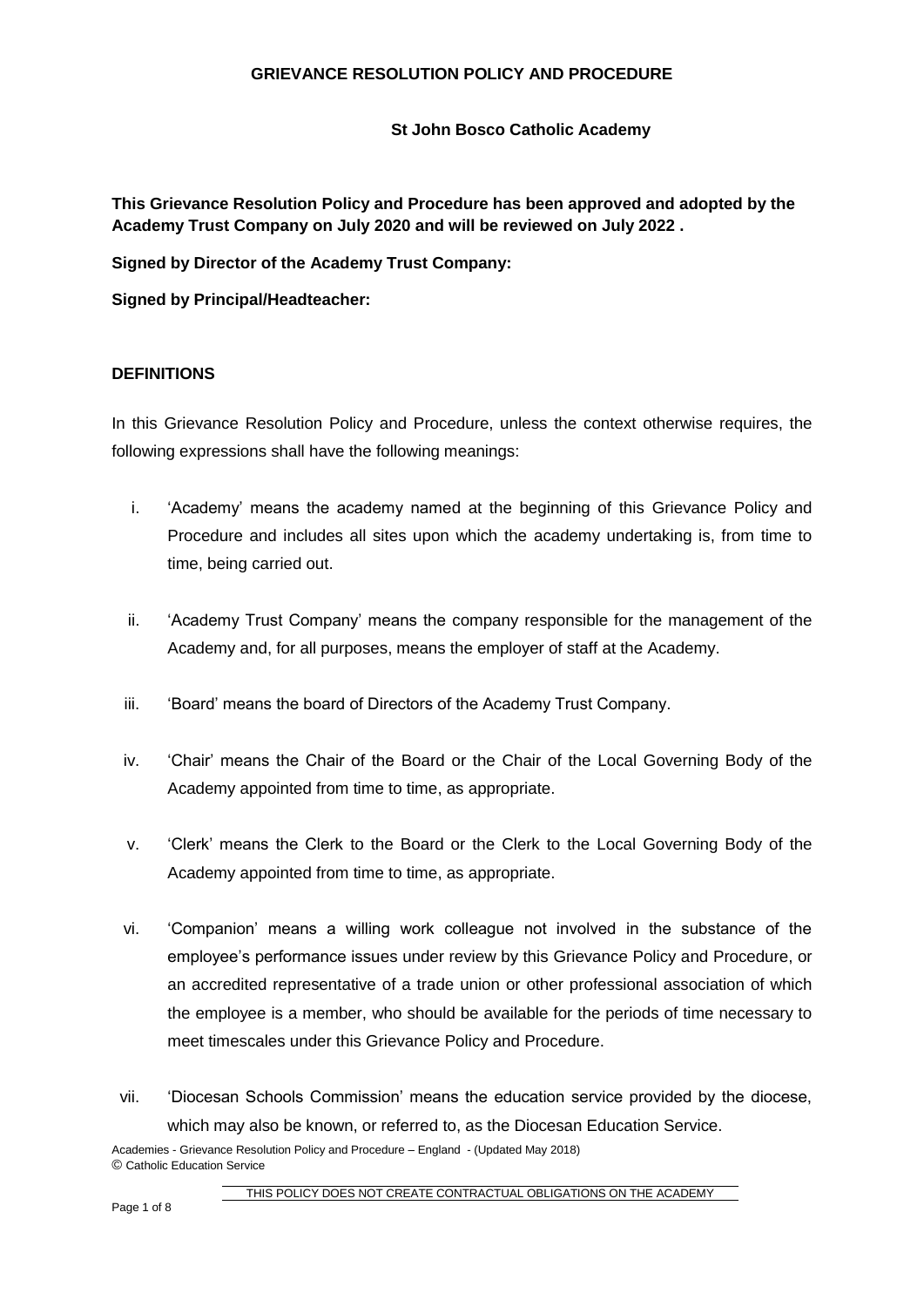# GRIEVANCE RESOLUTION POLICY AND PROCEDURE

**St John Bosco Catholic Academy**

**This Grievance Resolution Policy and Procedure has been approved and adopted by the Academy Trust Company on July 2020 and will be reviewed on July 2022 .**

**Signed by Director of the Academy Trust Company:**

**Signed by Principal/Headteacher:**

## DEFINITIONS

In this Grievance Resolution Policy and Procedure, unless the context otherwise requires, the following expressions shall have the following meanings:

i. 'Academy' means the academy named at the beginning of this Grievance Policy and Procedure and includes all sites upon which the academy undertaking is, from time to time, being carried out.

ii. 'Academy Trust Company' means the company responsible for the management of the Academy and, for all purposes, means the employer of staff at the Academy.

iii. 'Board' means the board of Directors of the Academy Trust Company.

iv. 'Chair' means the Chair of the Board or the Chair of the Local Governing Body of the Academy appointed from time to time, as appropriate.

v. 'Clerk' means the Clerk to the Board or the Clerk to the Local Governing Body of the Academy appointed from time to time, as appropriate.

vi. 'Companion' means a willing work colleague not involved in the substance of the employee's performance issues under review by this Grievance Policy and Procedure, or an accredited representative of a trade union or other professional association of which the employee is a member, who should be available for the periods of time necessary to meet timescales under this Grievance Policy and Procedure.

vii. 'Diocesan Schools Commission' means the education service provided by the diocese, which may also be known, or referred to, as the Diocesan Education Service.

Academies - Grievance Resolution Policy and Procedure – England - (Updated May 2018)
© Catholic Education Service

THIS POLICY DOES NOT CREATE CONTRACTUAL OBLIGATIONS ON THE ACADEMY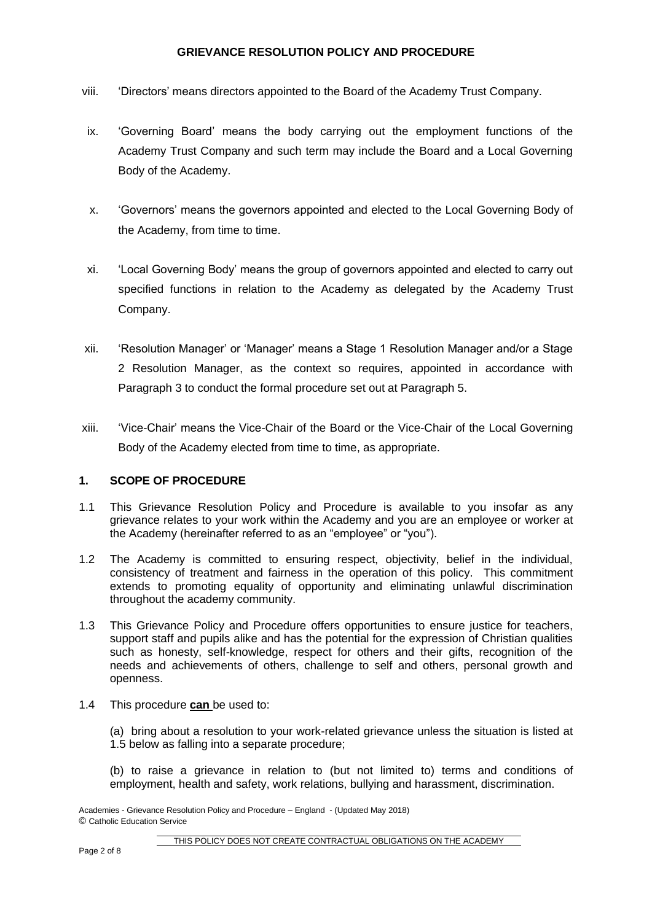viii. 'Directors' means directors appointed to the Board of the Academy Trust Company.

ix. 'Governing Board' means the body carrying out the employment functions of the Academy Trust Company and such term may include the Board and a Local Governing Body of the Academy.

x. 'Governors' means the governors appointed and elected to the Local Governing Body of the Academy, from time to time.

xi. 'Local Governing Body' means the group of governors appointed and elected to carry out specified functions in relation to the Academy as delegated by the Academy Trust Company.

xii. 'Resolution Manager' or 'Manager' means a Stage 1 Resolution Manager and/or a Stage 2 Resolution Manager, as the context so requires, appointed in accordance with Paragraph 3 to conduct the formal procedure set out at Paragraph 5.

xiii. 'Vice-Chair' means the Vice-Chair of the Board or the Vice-Chair of the Local Governing Body of the Academy elected from time to time, as appropriate.

## 1. SCOPE OF PROCEDURE

1.1 This Grievance Resolution Policy and Procedure is available to you insofar as any grievance relates to your work within the Academy and you are an employee or worker at the Academy (hereinafter referred to as an "employee" or "you").

1.2 The Academy is committed to ensuring respect, objectivity, belief in the individual, consistency of treatment and fairness in the operation of this policy. This commitment extends to promoting equality of opportunity and eliminating unlawful discrimination throughout the academy community.

1.3 This Grievance Policy and Procedure offers opportunities to ensure justice for teachers, support staff and pupils alike and has the potential for the expression of Christian qualities such as honesty, self-knowledge, respect for others and their gifts, recognition of the needs and achievements of others, challenge to self and others, personal growth and openness.

1.4 This procedure **can** be used to:

(a) bring about a resolution to your work-related grievance unless the situation is listed at 1.5 below as falling into a separate procedure;

(b) to raise a grievance in relation to (but not limited to) terms and conditions of employment, health and safety, work relations, bullying and harassment, discrimination.

Academies - Grievance Resolution Policy and Procedure – England - (Updated May 2018)
© Catholic Education Service

THIS POLICY DOES NOT CREATE CONTRACTUAL OBLIGATIONS ON THE ACADEMY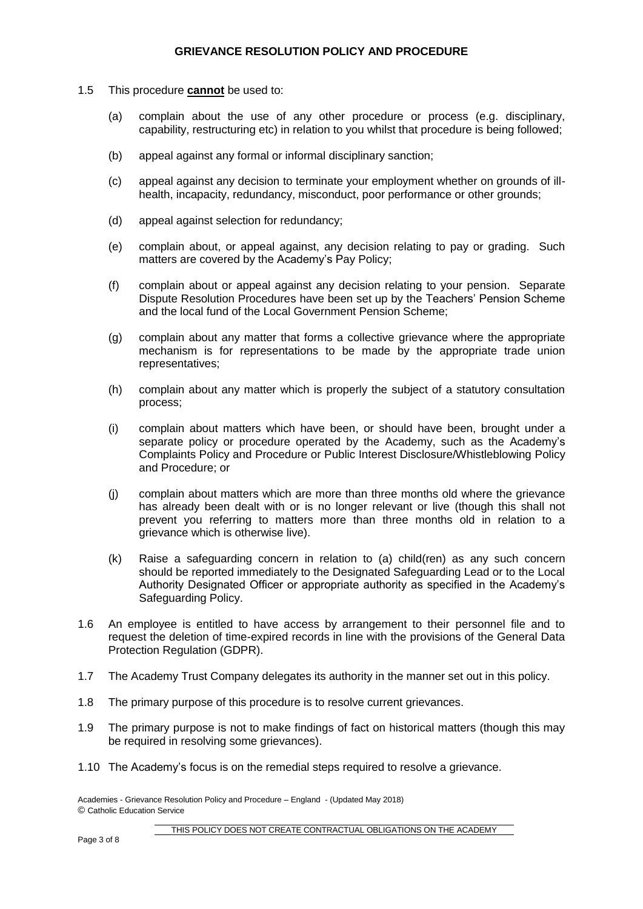1.5 This procedure **cannot** be used to:

(a) complain about the use of any other procedure or process (e.g. disciplinary, capability, restructuring etc) in relation to you whilst that procedure is being followed;

(b) appeal against any formal or informal disciplinary sanction;

(c) appeal against any decision to terminate your employment whether on grounds of ill-health, incapacity, redundancy, misconduct, poor performance or other grounds;

(d) appeal against selection for redundancy;

(e) complain about, or appeal against, any decision relating to pay or grading. Such matters are covered by the Academy's Pay Policy;

(f) complain about or appeal against any decision relating to your pension. Separate Dispute Resolution Procedures have been set up by the Teachers' Pension Scheme and the local fund of the Local Government Pension Scheme;

(g) complain about any matter that forms a collective grievance where the appropriate mechanism is for representations to be made by the appropriate trade union representatives;

(h) complain about any matter which is properly the subject of a statutory consultation process;

(i) complain about matters which have been, or should have been, brought under a separate policy or procedure operated by the Academy, such as the Academy's Complaints Policy and Procedure or Public Interest Disclosure/Whistleblowing Policy and Procedure; or

(j) complain about matters which are more than three months old where the grievance has already been dealt with or is no longer relevant or live (though this shall not prevent you referring to matters more than three months old in relation to a grievance which is otherwise live).

(k) Raise a safeguarding concern in relation to (a) child(ren) as any such concern should be reported immediately to the Designated Safeguarding Lead or to the Local Authority Designated Officer or appropriate authority as specified in the Academy's Safeguarding Policy.

1.6 An employee is entitled to have access by arrangement to their personnel file and to request the deletion of time-expired records in line with the provisions of the General Data Protection Regulation (GDPR).

1.7 The Academy Trust Company delegates its authority in the manner set out in this policy.

1.8 The primary purpose of this procedure is to resolve current grievances.

1.9 The primary purpose is not to make findings of fact on historical matters (though this may be required in resolving some grievances).

1.10 The Academy's focus is on the remedial steps required to resolve a grievance.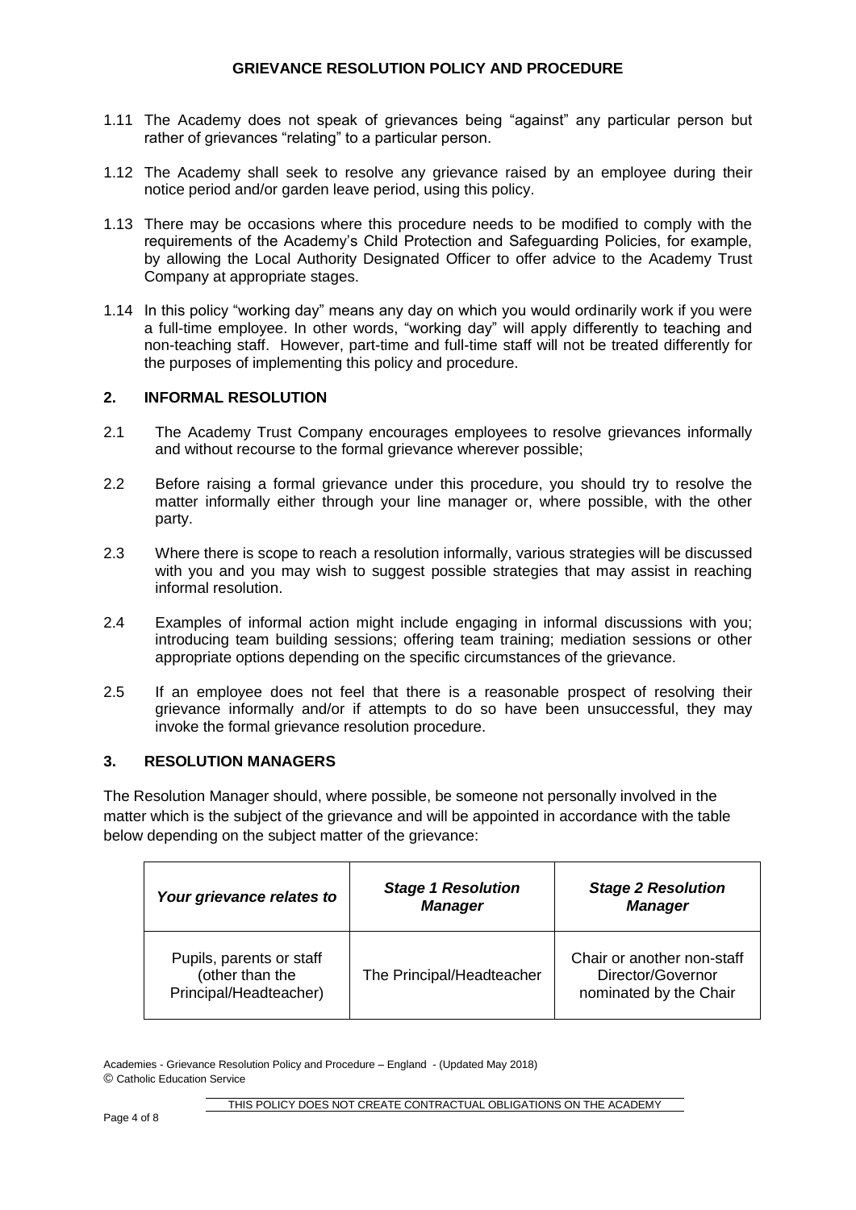1.11 The Academy does not speak of grievances being “against” any particular person but rather of grievances “relating” to a particular person.

1.12 The Academy shall seek to resolve any grievance raised by an employee during their notice period and/or garden leave period, using this policy.

1.13 There may be occasions where this procedure needs to be modified to comply with the requirements of the Academy’s Child Protection and Safeguarding Policies, for example, by allowing the Local Authority Designated Officer to offer advice to the Academy Trust Company at appropriate stages.

1.14 In this policy “working day” means any day on which you would ordinarily work if you were a full-time employee. In other words, “working day” will apply differently to teaching and non-teaching staff. However, part-time and full-time staff will not be treated differently for the purposes of implementing this policy and procedure.

## 2. INFORMAL RESOLUTION

2.1 The Academy Trust Company encourages employees to resolve grievances informally and without recourse to the formal grievance wherever possible;

2.2 Before raising a formal grievance under this procedure, you should try to resolve the matter informally either through your line manager or, where possible, with the other party.

2.3 Where there is scope to reach a resolution informally, various strategies will be discussed with you and you may wish to suggest possible strategies that may assist in reaching informal resolution.

2.4 Examples of informal action might include engaging in informal discussions with you; introducing team building sessions; offering team training; mediation sessions or other appropriate options depending on the specific circumstances of the grievance.

2.5 If an employee does not feel that there is a reasonable prospect of resolving their grievance informally and/or if attempts to do so have been unsuccessful, they may invoke the formal grievance resolution procedure.

## 3. RESOLUTION MANAGERS

The Resolution Manager should, where possible, be someone not personally involved in the matter which is the subject of the grievance and will be appointed in accordance with the table below depending on the subject matter of the grievance:

| ***Your grievance relates to*** | ***Stage 1 Resolution Manager*** | ***Stage 2 Resolution Manager*** |
|---|---|---|
| Pupils, parents or staff (other than the Principal/Headteacher) | The Principal/Headteacher | Chair or another non-staff Director/Governor nominated by the Chair |

Academies - Grievance Resolution Policy and Procedure – England - (Updated May 2018)
© Catholic Education Service

THIS POLICY DOES NOT CREATE CONTRACTUAL OBLIGATIONS ON THE ACADEMY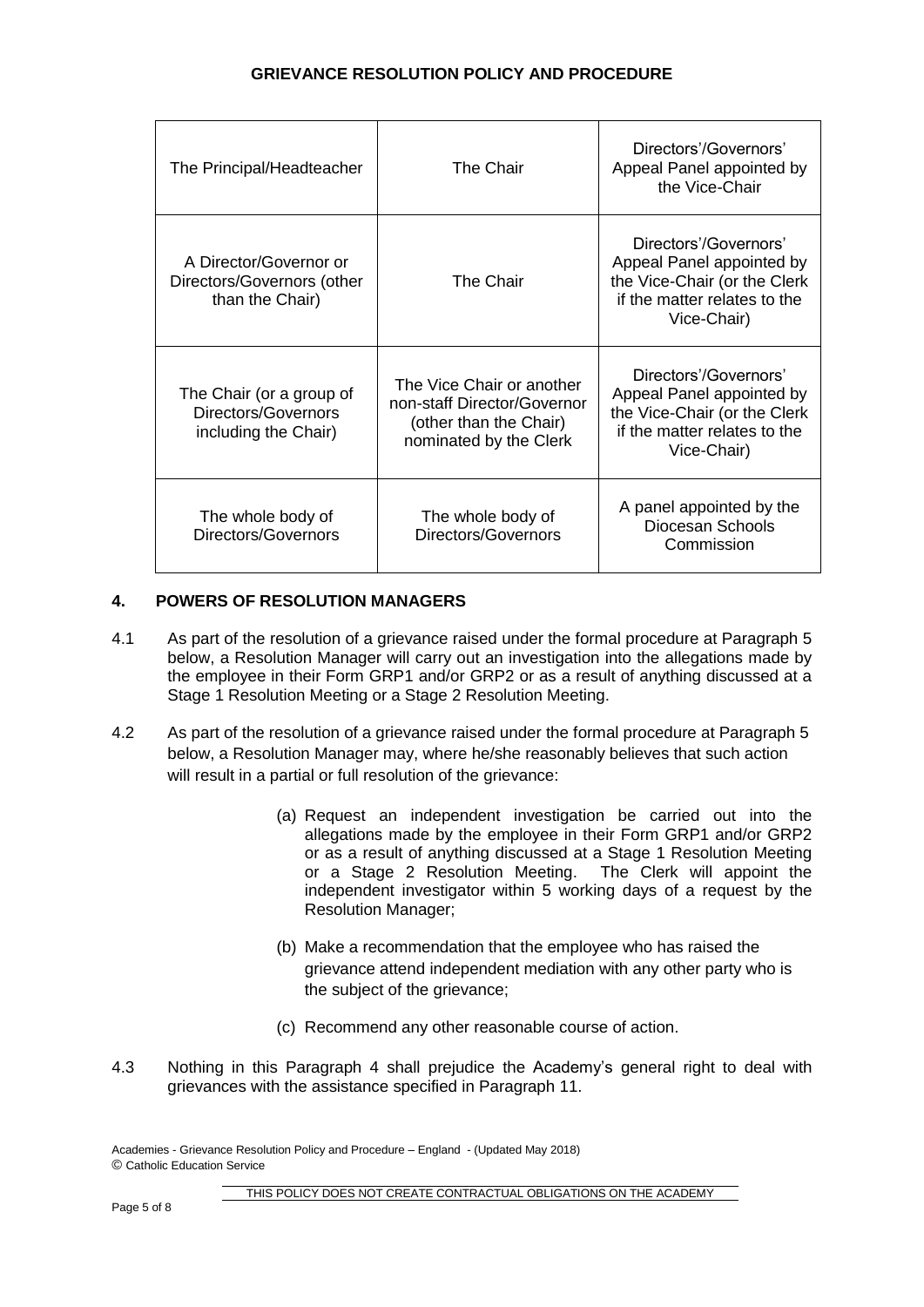| The Principal/Headteacher | The Chair | Directors'/Governors' Appeal Panel appointed by the Vice-Chair |
|---|---|---|
| A Director/Governor or Directors/Governors (other than the Chair) | The Chair | Directors'/Governors' Appeal Panel appointed by the Vice-Chair (or the Clerk if the matter relates to the Vice-Chair) |
| The Chair (or a group of Directors/Governors including the Chair) | The Vice Chair or another non-staff Director/Governor (other than the Chair) nominated by the Clerk | Directors'/Governors' Appeal Panel appointed by the Vice-Chair (or the Clerk if the matter relates to the Vice-Chair) |
| The whole body of Directors/Governors | The whole body of Directors/Governors | A panel appointed by the Diocesan Schools Commission |

## 4. POWERS OF RESOLUTION MANAGERS

4.1 As part of the resolution of a grievance raised under the formal procedure at Paragraph 5 below, a Resolution Manager will carry out an investigation into the allegations made by the employee in their Form GRP1 and/or GRP2 or as a result of anything discussed at a Stage 1 Resolution Meeting or a Stage 2 Resolution Meeting.

4.2 As part of the resolution of a grievance raised under the formal procedure at Paragraph 5 below, a Resolution Manager may, where he/she reasonably believes that such action will result in a partial or full resolution of the grievance:

(a) Request an independent investigation be carried out into the allegations made by the employee in their Form GRP1 and/or GRP2 or as a result of anything discussed at a Stage 1 Resolution Meeting or a Stage 2 Resolution Meeting. The Clerk will appoint the independent investigator within 5 working days of a request by the Resolution Manager;

(b) Make a recommendation that the employee who has raised the grievance attend independent mediation with any other party who is the subject of the grievance;

(c) Recommend any other reasonable course of action.

4.3 Nothing in this Paragraph 4 shall prejudice the Academy's general right to deal with grievances with the assistance specified in Paragraph 11.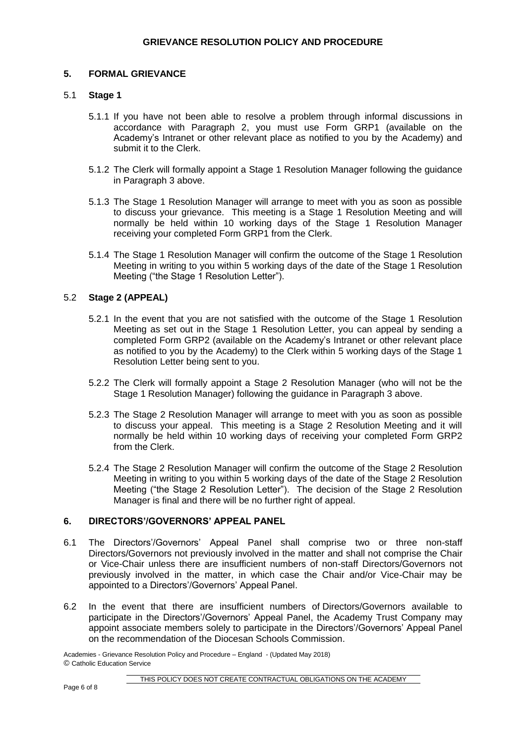## 5. FORMAL GRIEVANCE

### 5.1 Stage 1

5.1.1 If you have not been able to resolve a problem through informal discussions in accordance with Paragraph 2, you must use Form GRP1 (available on the Academy's Intranet or other relevant place as notified to you by the Academy) and submit it to the Clerk.

5.1.2 The Clerk will formally appoint a Stage 1 Resolution Manager following the guidance in Paragraph 3 above.

5.1.3 The Stage 1 Resolution Manager will arrange to meet with you as soon as possible to discuss your grievance. This meeting is a Stage 1 Resolution Meeting and will normally be held within 10 working days of the Stage 1 Resolution Manager receiving your completed Form GRP1 from the Clerk.

5.1.4 The Stage 1 Resolution Manager will confirm the outcome of the Stage 1 Resolution Meeting in writing to you within 5 working days of the date of the Stage 1 Resolution Meeting ("the Stage 1 Resolution Letter").

### 5.2 Stage 2 (APPEAL)

5.2.1 In the event that you are not satisfied with the outcome of the Stage 1 Resolution Meeting as set out in the Stage 1 Resolution Letter, you can appeal by sending a completed Form GRP2 (available on the Academy's Intranet or other relevant place as notified to you by the Academy) to the Clerk within 5 working days of the Stage 1 Resolution Letter being sent to you.

5.2.2 The Clerk will formally appoint a Stage 2 Resolution Manager (who will not be the Stage 1 Resolution Manager) following the guidance in Paragraph 3 above.

5.2.3 The Stage 2 Resolution Manager will arrange to meet with you as soon as possible to discuss your appeal. This meeting is a Stage 2 Resolution Meeting and it will normally be held within 10 working days of receiving your completed Form GRP2 from the Clerk.

5.2.4 The Stage 2 Resolution Manager will confirm the outcome of the Stage 2 Resolution Meeting in writing to you within 5 working days of the date of the Stage 2 Resolution Meeting ("the Stage 2 Resolution Letter"). The decision of the Stage 2 Resolution Manager is final and there will be no further right of appeal.

## 6. DIRECTORS'/GOVERNORS' APPEAL PANEL

6.1 The Directors'/Governors' Appeal Panel shall comprise two or three non-staff Directors/Governors not previously involved in the matter and shall not comprise the Chair or Vice-Chair unless there are insufficient numbers of non-staff Directors/Governors not previously involved in the matter, in which case the Chair and/or Vice-Chair may be appointed to a Directors'/Governors' Appeal Panel.

6.2 In the event that there are insufficient numbers of Directors/Governors available to participate in the Directors'/Governors' Appeal Panel, the Academy Trust Company may appoint associate members solely to participate in the Directors'/Governors' Appeal Panel on the recommendation of the Diocesan Schools Commission.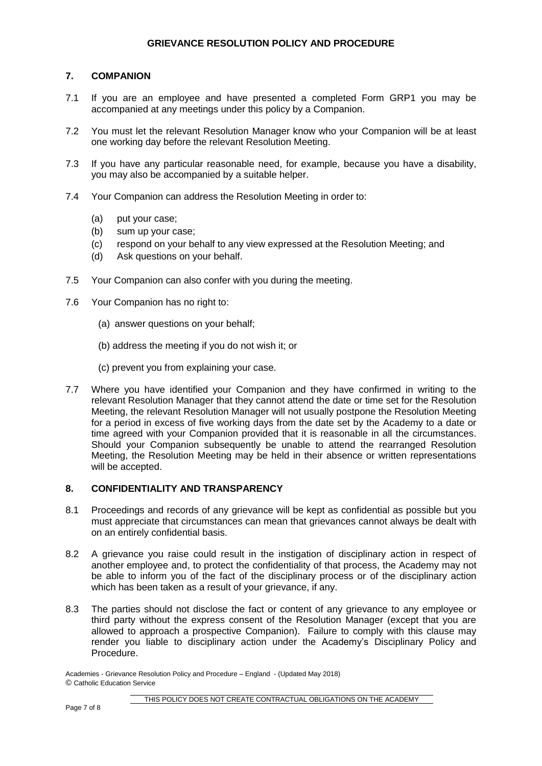## 7. COMPANION

7.1 If you are an employee and have presented a completed Form GRP1 you may be accompanied at any meetings under this policy by a Companion.

7.2 You must let the relevant Resolution Manager know who your Companion will be at least one working day before the relevant Resolution Meeting.

7.3 If you have any particular reasonable need, for example, because you have a disability, you may also be accompanied by a suitable helper.

7.4 Your Companion can address the Resolution Meeting in order to:

(a) put your case;
(b) sum up your case;
(c) respond on your behalf to any view expressed at the Resolution Meeting; and
(d) Ask questions on your behalf.

7.5 Your Companion can also confer with you during the meeting.

7.6 Your Companion has no right to:

(a) answer questions on your behalf;

(b) address the meeting if you do not wish it; or

(c) prevent you from explaining your case.

7.7 Where you have identified your Companion and they have confirmed in writing to the relevant Resolution Manager that they cannot attend the date or time set for the Resolution Meeting, the relevant Resolution Manager will not usually postpone the Resolution Meeting for a period in excess of five working days from the date set by the Academy to a date or time agreed with your Companion provided that it is reasonable in all the circumstances. Should your Companion subsequently be unable to attend the rearranged Resolution Meeting, the Resolution Meeting may be held in their absence or written representations will be accepted.

## 8. CONFIDENTIALITY AND TRANSPARENCY

8.1 Proceedings and records of any grievance will be kept as confidential as possible but you must appreciate that circumstances can mean that grievances cannot always be dealt with on an entirely confidential basis.

8.2 A grievance you raise could result in the instigation of disciplinary action in respect of another employee and, to protect the confidentiality of that process, the Academy may not be able to inform you of the fact of the disciplinary process or of the disciplinary action which has been taken as a result of your grievance, if any.

8.3 The parties should not disclose the fact or content of any grievance to any employee or third party without the express consent of the Resolution Manager (except that you are allowed to approach a prospective Companion). Failure to comply with this clause may render you liable to disciplinary action under the Academy's Disciplinary Policy and Procedure.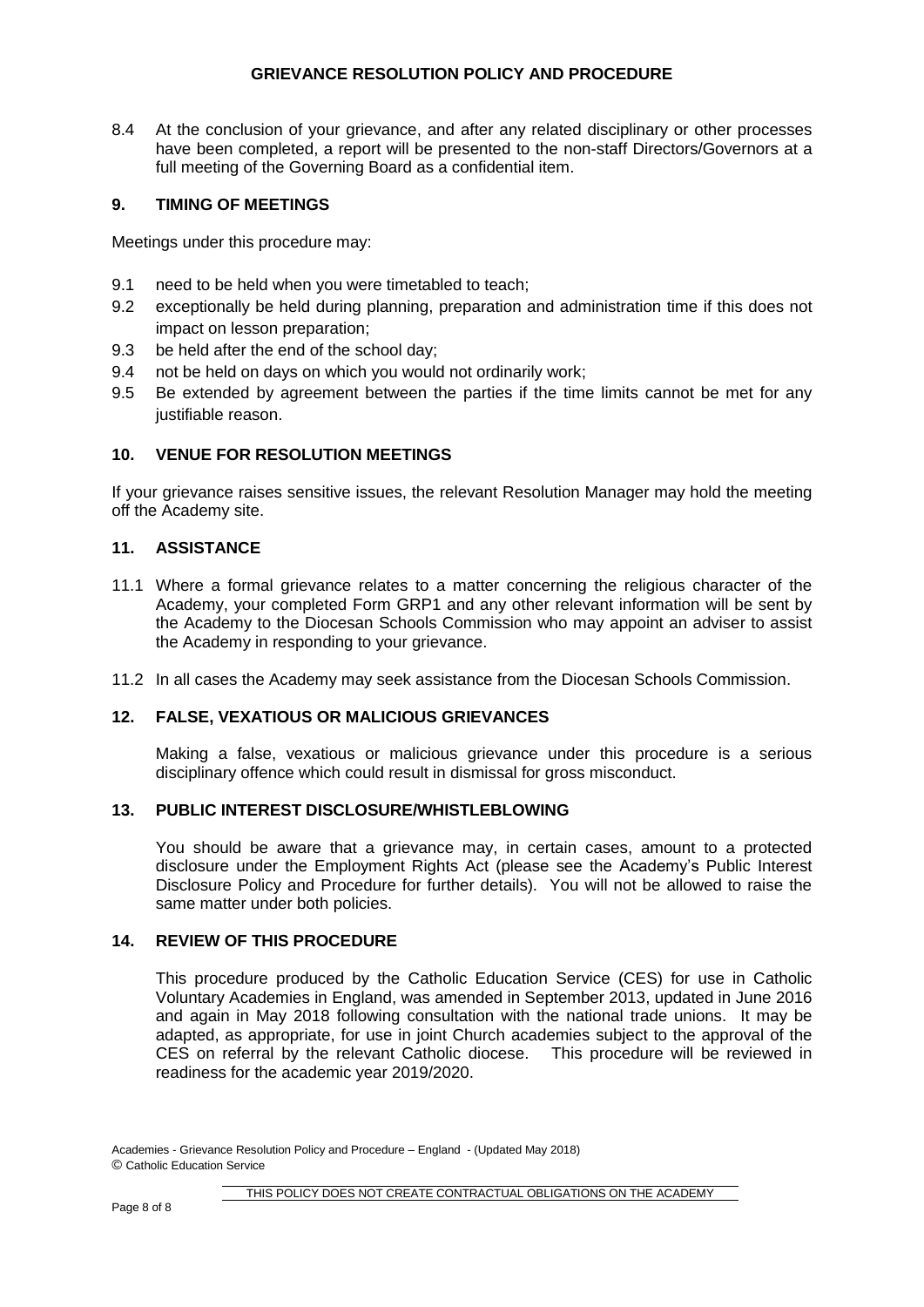8.4 At the conclusion of your grievance, and after any related disciplinary or other processes have been completed, a report will be presented to the non-staff Directors/Governors at a full meeting of the Governing Board as a confidential item.

## 9. TIMING OF MEETINGS

Meetings under this procedure may:

9.1 need to be held when you were timetabled to teach;

9.2 exceptionally be held during planning, preparation and administration time if this does not impact on lesson preparation;

9.3 be held after the end of the school day;

9.4 not be held on days on which you would not ordinarily work;

9.5 Be extended by agreement between the parties if the time limits cannot be met for any justifiable reason.

## 10. VENUE FOR RESOLUTION MEETINGS

If your grievance raises sensitive issues, the relevant Resolution Manager may hold the meeting off the Academy site.

## 11. ASSISTANCE

11.1 Where a formal grievance relates to a matter concerning the religious character of the Academy, your completed Form GRP1 and any other relevant information will be sent by the Academy to the Diocesan Schools Commission who may appoint an adviser to assist the Academy in responding to your grievance.

11.2 In all cases the Academy may seek assistance from the Diocesan Schools Commission.

## 12. FALSE, VEXATIOUS OR MALICIOUS GRIEVANCES

Making a false, vexatious or malicious grievance under this procedure is a serious disciplinary offence which could result in dismissal for gross misconduct.

## 13. PUBLIC INTEREST DISCLOSURE/WHISTLEBLOWING

You should be aware that a grievance may, in certain cases, amount to a protected disclosure under the Employment Rights Act (please see the Academy's Public Interest Disclosure Policy and Procedure for further details). You will not be allowed to raise the same matter under both policies.

## 14. REVIEW OF THIS PROCEDURE

This procedure produced by the Catholic Education Service (CES) for use in Catholic Voluntary Academies in England, was amended in September 2013, updated in June 2016 and again in May 2018 following consultation with the national trade unions. It may be adapted, as appropriate, for use in joint Church academies subject to the approval of the CES on referral by the relevant Catholic diocese. This procedure will be reviewed in readiness for the academic year 2019/2020.